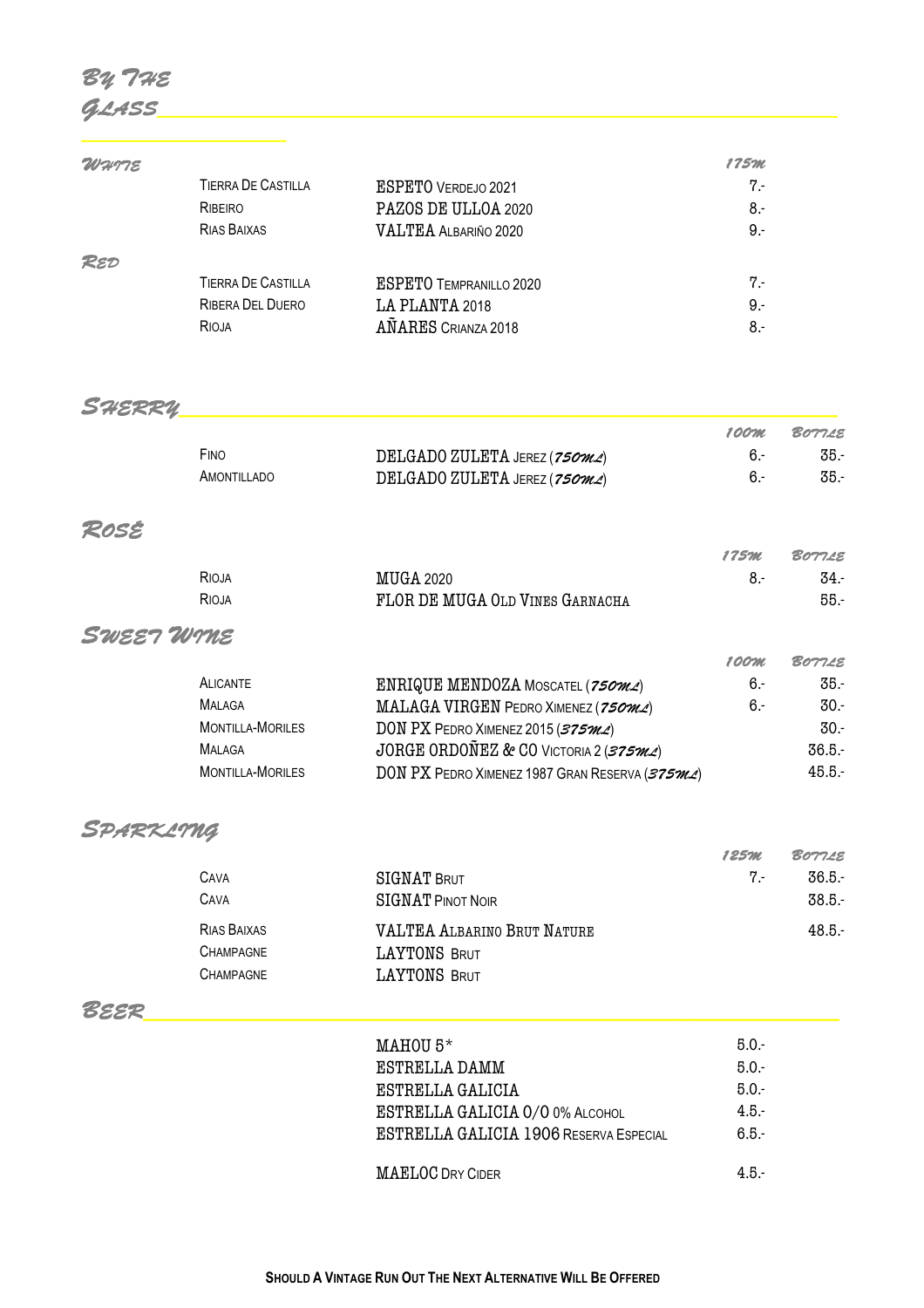# By The Glass

## White

| Region | Wine | 175ml |
|---|---|---|
| Tierra De Castilla | ESPETO Verdejo 2021 | 7.- |
| Ribeiro | PAZOS DE ULLOA 2020 | 8.- |
| Rias Baixas | VALTEA Albariño 2020 | 9.- |

## Red

| Region | Wine | 175ml |
|---|---|---|
| Tierra De Castilla | ESPETO Tempranillo 2020 | 7.- |
| Ribera Del Duero | LA PLANTA 2018 | 9.- |
| Rioja | AÑARES Crianza 2018 | 8.- |

# Sherry

| Style | Wine | 100ml | Bottle |
|---|---|---|---|
| Fino | DELGADO ZULETA Jerez (750ml) | 6.- | 35.- |
| Amontillado | DELGADO ZULETA Jerez (750ml) | 6.- | 35.- |

## Rosé

| Region | Wine | 175ml | Bottle |
|---|---|---|---|
| Rioja | MUGA 2020 | 8.- | 34.- |
| Rioja | FLOR DE MUGA Old Vines Garnacha | | 55.- |

## Sweet Wine

| Region | Wine | 100ml | Bottle |
|---|---|---|---|
| Alicante | ENRIQUE MENDOZA Moscatel (750ml) | 6.- | 35.- |
| Malaga | MALAGA VIRGEN Pedro Ximenez (750ml) | 6.- | 30.- |
| Montilla-Moriles | DON PX Pedro Ximenez 2015 (375ml) | | 30.- |
| Malaga | JORGE ORDOÑEZ & CO Victoria 2 (375ml) | | 36.5.- |
| Montilla-Moriles | DON PX Pedro Ximenez 1987 Gran Reserva (375ml) | | 45.5.- |

## Sparkling

| Region | Wine | 125ml | Bottle |
|---|---|---|---|
| Cava | SIGNAT Brut | 7.- | 36.5.- |
| Cava | SIGNAT Pinot Noir | | 38.5.- |
| Rias Baixas | VALTEA Albarino Brut Nature | | 48.5.- |
| Champagne | LAYTONS Brut | | |
| Champagne | LAYTONS Brut | | |

# Beer

| Beer | Price |
|---|---|
| MAHOU 5* | 5.0.- |
| ESTRELLA DAMM | 5.0.- |
| ESTRELLA GALICIA | 5.0.- |
| ESTRELLA GALICIA 0/0 0% Alcohol | 4.5.- |
| ESTRELLA GALICIA 1906 Reserva Especial | 6.5.- |
| MAELOC Dry Cider | 4.5.- |

**Should A Vintage Run Out The Next Alternative Will Be Offered**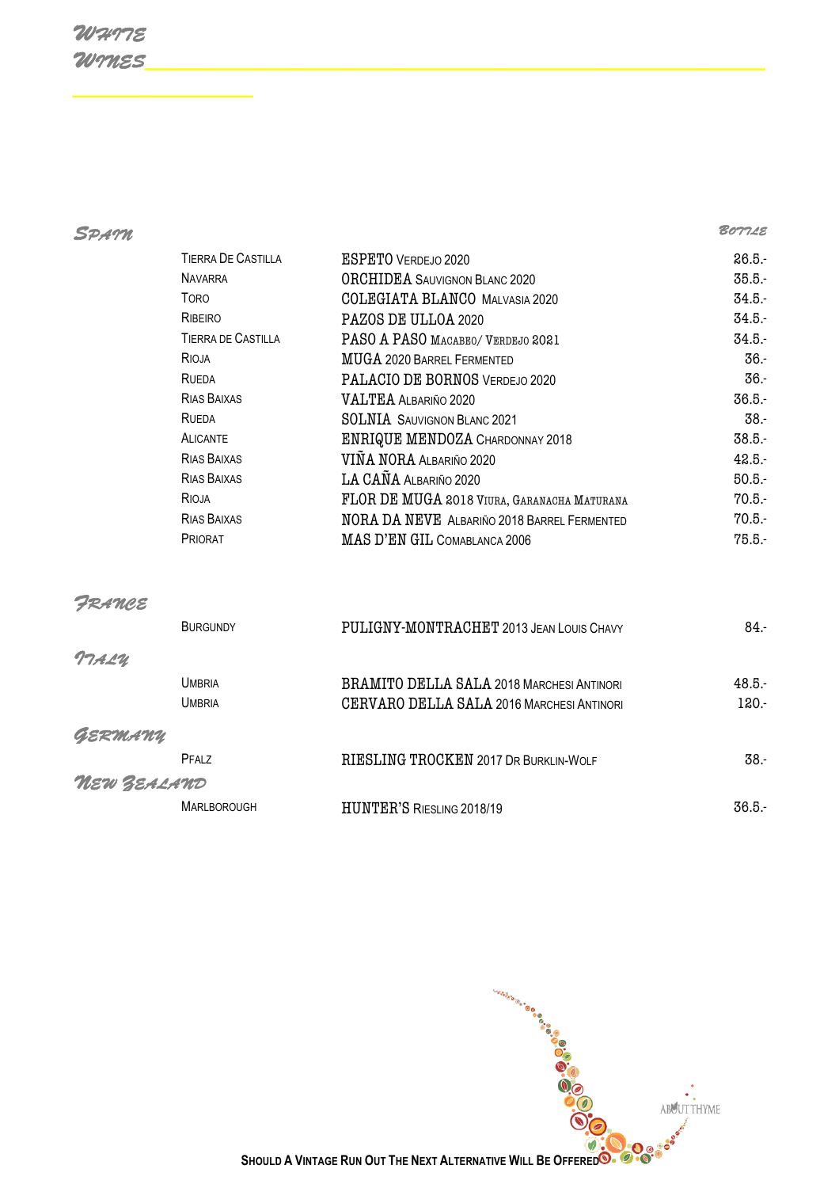# WHITE WINES

## SPAIN

| Region | Wine | Bottle |
|---|---|---|
| Tierra De Castilla | ESPETO Verdejo 2020 | 26.5.- |
| Navarra | ORCHIDEA Sauvignon Blanc 2020 | 35.5.- |
| Toro | COLEGIATA BLANCO Malvasia 2020 | 34.5.- |
| Ribeiro | PAZOS DE ULLOA 2020 | 34.5.- |
| Tierra de Castilla | PASO A PASO Macabeo/ Verdejo 2021 | 34.5.- |
| Rioja | MUGA 2020 Barrel Fermented | 36.- |
| Rueda | PALACIO DE BORNOS Verdejo 2020 | 36.- |
| Rias Baixas | VALTEA Albariño 2020 | 36.5.- |
| Rueda | SOLNIA Sauvignon Blanc 2021 | 38.- |
| Alicante | ENRIQUE MENDOZA Chardonnay 2018 | 38.5.- |
| Rias Baixas | VIÑA NORA Albariño 2020 | 42.5.- |
| Rias Baixas | LA CAÑA Albariño 2020 | 50.5.- |
| Rioja | FLOR DE MUGA 2018 Viura, Garanacha Maturana | 70.5.- |
| Rias Baixas | NORA DA NEVE Albariño 2018 Barrel Fermented | 70.5.- |
| Priorat | MAS D'EN GIL Comablanca 2006 | 75.5.- |

## FRANCE

| Region | Wine | Bottle |
|---|---|---|
| Burgundy | PULIGNY-MONTRACHET 2013 Jean Louis Chavy | 84.- |

## ITALY

| Region | Wine | Bottle |
|---|---|---|
| Umbria | BRAMITO DELLA SALA 2018 Marchesi Antinori | 48.5.- |
| Umbria | CERVARO DELLA SALA 2016 Marchesi Antinori | 120.- |

## GERMANY

| Region | Wine | Bottle |
|---|---|---|
| Pfalz | RIESLING TROCKEN 2017 Dr Burklin-Wolf | 38.- |

## NEW ZEALAND

| Region | Wine | Bottle |
|---|---|---|
| Marlborough | HUNTER'S Riesling 2018/19 | 36.5.- |

**Should A Vintage Run Out The Next Alternative Will Be Offered**

ABOUT THYME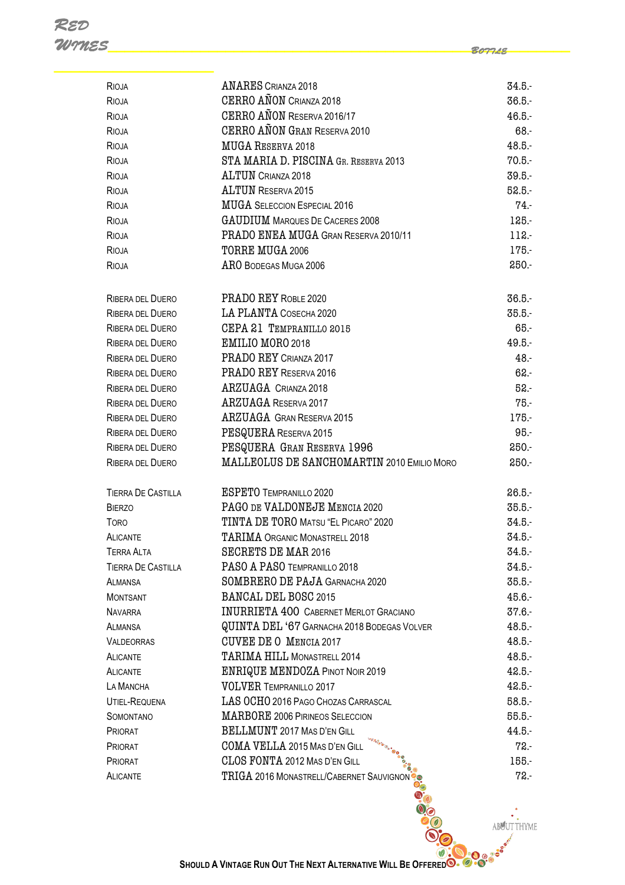# Red Wines

| | | Bottle |
|---|---|---|
| Rioja | ANARES Crianza 2018 | 34.5.- |
| Rioja | CERRO AÑON Crianza 2018 | 36.5.- |
| Rioja | CERRO AÑON Reserva 2016/17 | 46.5.- |
| Rioja | CERRO AÑON Gran Reserva 2010 | 68.- |
| Rioja | MUGA Reserva 2018 | 48.5.- |
| Rioja | STA MARIA D. PISCINA Gr. Reserva 2013 | 70.5.- |
| Rioja | ALTUN Crianza 2018 | 39.5.- |
| Rioja | ALTUN Reserva 2015 | 52.5.- |
| Rioja | MUGA Seleccion Especial 2016 | 74.- |
| Rioja | GAUDIUM Marques De Caceres 2008 | 125.- |
| Rioja | PRADO ENEA MUGA Gran Reserva 2010/11 | 112.- |
| Rioja | TORRE MUGA 2006 | 175.- |
| Rioja | ARO Bodegas Muga 2006 | 250.- |
| | | |
| Ribera del Duero | PRADO REY Roble 2020 | 36.5.- |
| Ribera del Duero | LA PLANTA Cosecha 2020 | 35.5.- |
| Ribera del Duero | CEPA 21 Tempranillo 2015 | 65.- |
| Ribera del Duero | EMILIO MORO 2018 | 49.5.- |
| Ribera del Duero | PRADO REY Crianza 2017 | 48.- |
| Ribera del Duero | PRADO REY Reserva 2016 | 62.- |
| Ribera del Duero | ARZUAGA Crianza 2018 | 52.- |
| Ribera del Duero | ARZUAGA Reserva 2017 | 75.- |
| Ribera del Duero | ARZUAGA Gran Reserva 2015 | 175.- |
| Ribera del Duero | PESQUERA Reserva 2015 | 95.- |
| Ribera del Duero | PESQUERA Gran Reserva 1996 | 250.- |
| Ribera del Duero | MALLEOLUS DE SANCHOMARTIN 2010 Emilio Moro | 250.- |
| | | |
| Tierra De Castilla | ESPETO Tempranillo 2020 | 26.5.- |
| Bierzo | PAGO DE VALDONEJE Mencia 2020 | 35.5.- |
| Toro | TINTA DE TORO Matsu "El Picaro" 2020 | 34.5.- |
| Alicante | TARIMA Organic Monastrell 2018 | 34.5.- |
| Terra Alta | SECRETS DE MAR 2016 | 34.5.- |
| Tierra De Castilla | PASO A PASO Tempranillo 2018 | 34.5.- |
| Almansa | SOMBRERO DE PAJA Garnacha 2020 | 35.5.- |
| Montsant | BANCAL DEL BOSC 2015 | 45.6.- |
| Navarra | INURRIETA 400 Cabernet Merlot Graciano | 37.6.- |
| Almansa | QUINTA DEL '67 Garnacha 2018 Bodegas Volver | 48.5.- |
| Valdeorras | CUVEE DE O Mencia 2017 | 48.5.- |
| Alicante | TARIMA HILL Monastrell 2014 | 48.5.- |
| Alicante | ENRIQUE MENDOZA Pinot Noir 2019 | 42.5.- |
| La Mancha | VOLVER Tempranillo 2017 | 42.5.- |
| Utiel-Requena | LAS OCHO 2016 Pago Chozas Carrascal | 58.5.- |
| Somontano | MARBORE 2006 Pirineos Seleccion | 55.5.- |
| Priorat | BELLMUNT 2017 Mas D'en Gill | 44.5.- |
| Priorat | COMA VELLA 2015 Mas D'en Gill | 72.- |
| Priorat | CLOS FONTA 2012 Mas D'en Gill | 155.- |
| Alicante | TRIGA 2016 Monastrell/Cabernet Sauvignon | 72.- |

**Should A Vintage Run Out The Next Alternative Will Be Offered**

About Thyme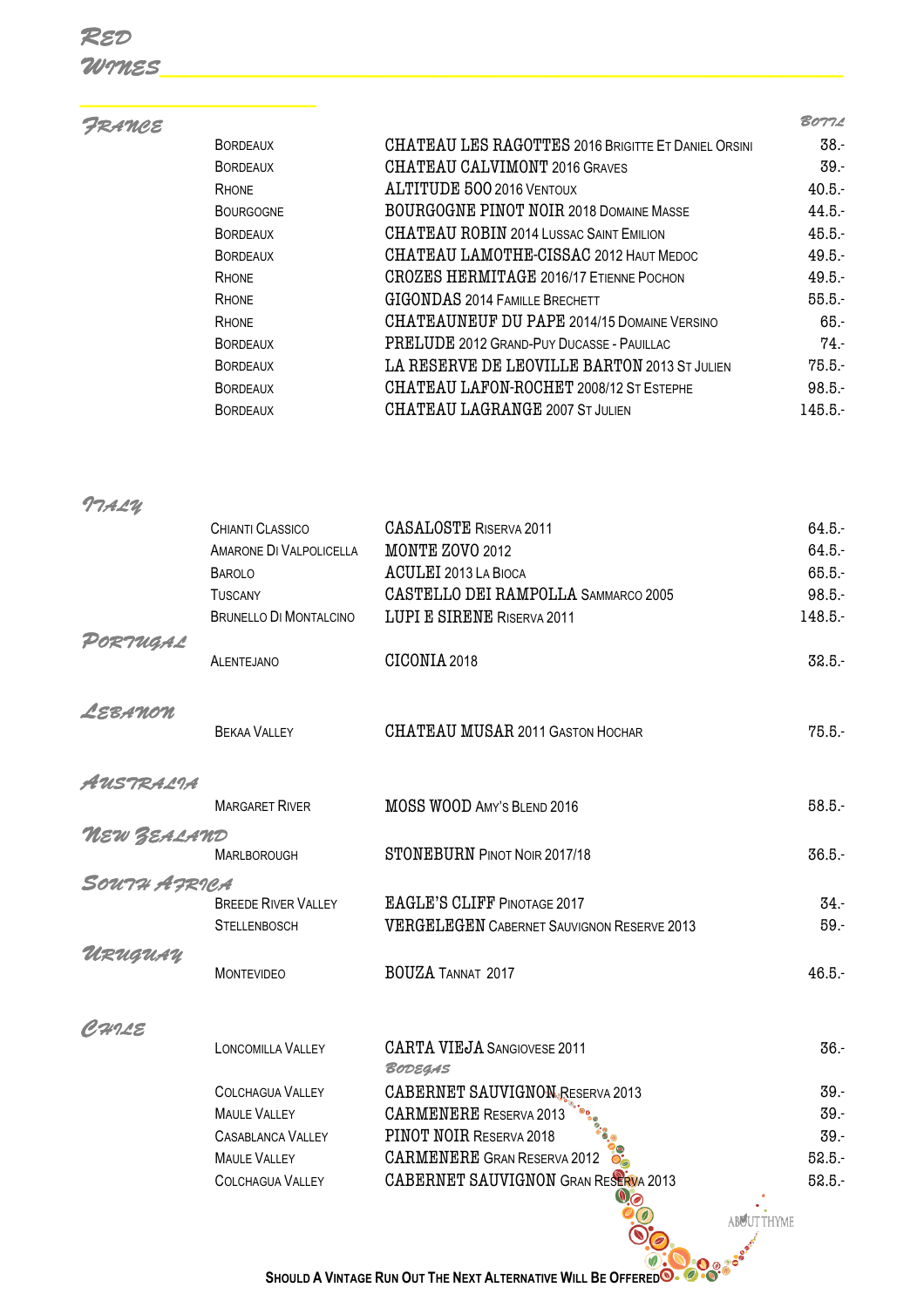# Red Wines

## France

| | | Bottle |
|---|---|---|
| Bordeaux | CHATEAU LES RAGOTTES 2016 Brigitte Et Daniel Orsini | 38.- |
| Bordeaux | CHATEAU CALVIMONT 2016 Graves | 39.- |
| Rhone | ALTITUDE 500 2016 Ventoux | 40.5.- |
| Bourgogne | BOURGOGNE PINOT NOIR 2018 Domaine Masse | 44.5.- |
| Bordeaux | CHATEAU ROBIN 2014 Lussac Saint Emilion | 45.5.- |
| Bordeaux | CHATEAU LAMOTHE-CISSAC 2012 Haut Medoc | 49.5.- |
| Rhone | CROZES HERMITAGE 2016/17 Etienne Pochon | 49.5.- |
| Rhone | GIGONDAS 2014 Famille Brechett | 55.5.- |
| Rhone | CHATEAUNEUF DU PAPE 2014/15 Domaine Versino | 65.- |
| Bordeaux | PRELUDE 2012 Grand-Puy Ducasse - Pauillac | 74.- |
| Bordeaux | LA RESERVE DE LEOVILLE BARTON 2013 St Julien | 75.5.- |
| Bordeaux | CHATEAU LAFON-ROCHET 2008/12 St Estephe | 98.5.- |
| Bordeaux | CHATEAU LAGRANGE 2007 St Julien | 145.5.- |

## Italy

| | | |
|---|---|---|
| Chianti Classico | CASALOSTE Riserva 2011 | 64.5.- |
| Amarone Di Valpolicella | MONTE ZOVO 2012 | 64.5.- |
| Barolo | ACULEI 2013 La Bioca | 65.5.- |
| Tuscany | CASTELLO DEI RAMPOLLA Sammarco 2005 | 98.5.- |
| Brunello Di Montalcino | LUPI E SIRENE Riserva 2011 | 148.5.- |

## Portugal

| | | |
|---|---|---|
| Alentejano | CICONIA 2018 | 32.5.- |

## Lebanon

| | | |
|---|---|---|
| Bekaa Valley | CHATEAU MUSAR 2011 Gaston Hochar | 75.5.- |

## Australia

| | | |
|---|---|---|
| Margaret River | MOSS WOOD Amy's Blend 2016 | 58.5.- |

## New Zealand

| | | |
|---|---|---|
| Marlborough | STONEBURN Pinot Noir 2017/18 | 36.5.- |

## South Africa

| | | |
|---|---|---|
| Breede River Valley | EAGLE'S CLIFF Pinotage 2017 | 34.- |
| Stellenbosch | VERGELEGEN Cabernet Sauvignon Reserve 2013 | 59.- |

## Uruguay

| | | |
|---|---|---|
| Montevideo | BOUZA Tannat 2017 | 46.5.- |

## Chile

| | | |
|---|---|---|
| Loncomilla Valley | CARTA VIEJA Sangiovese 2011 | 36.- |
| | *Bodegas* | |
| Colchagua Valley | CABERNET SAUVIGNON Reserva 2013 | 39.- |
| Maule Valley | CARMENERE Reserva 2013 | 39.- |
| Casablanca Valley | PINOT NOIR Reserva 2018 | 39.- |
| Maule Valley | CARMENERE Gran Reserva 2012 | 52.5.- |
| Colchagua Valley | CABERNET SAUVIGNON Gran Reserva 2013 | 52.5.- |

ABOUT THYME

**Should A Vintage Run Out The Next Alternative Will Be Offered**